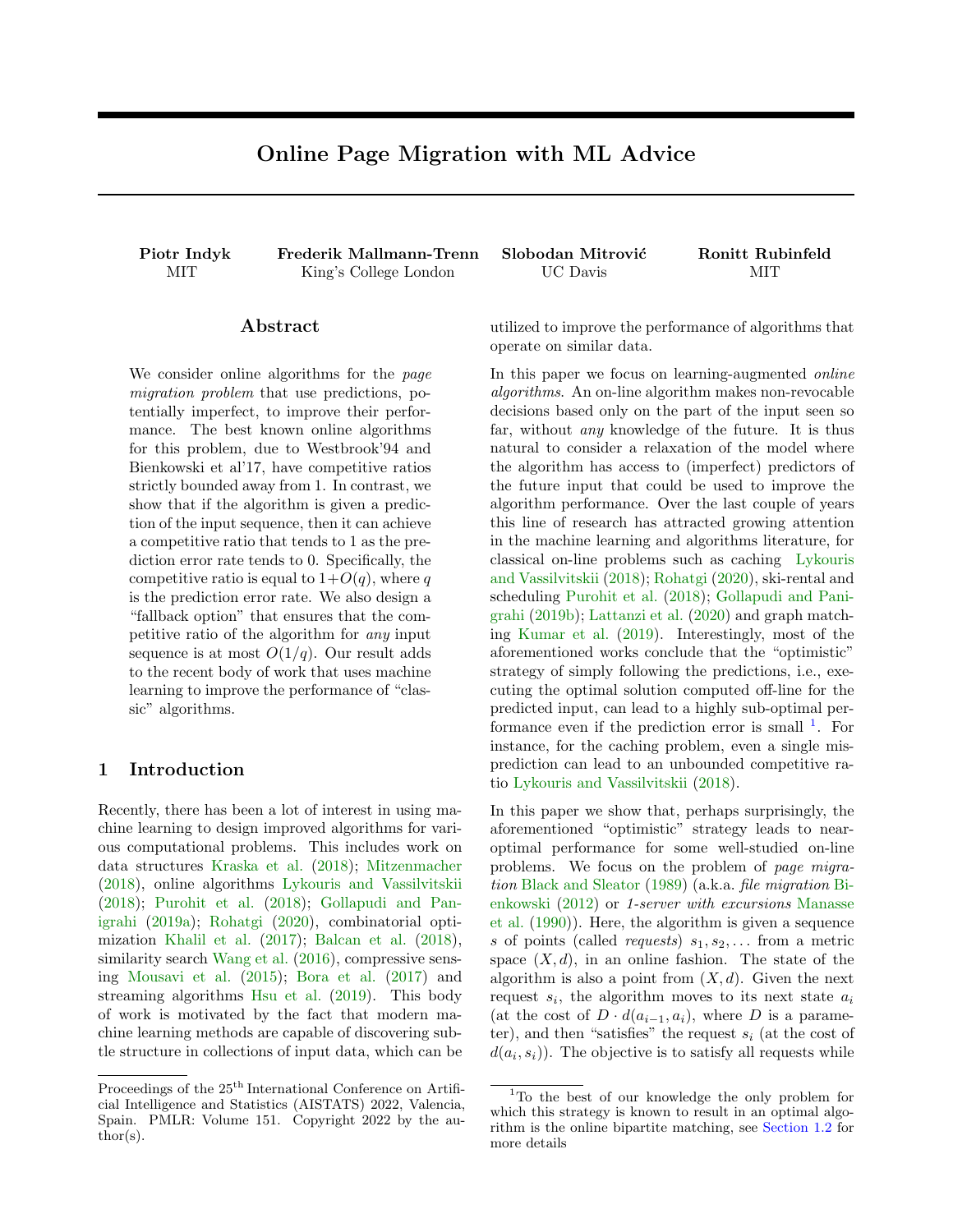# Online Page Migration with ML Advice

**Piotr Indyk**
MIT

**Frederik Mallmann-Trenn**
King's College London

**Slobodan Mitrović**
UC Davis

**Ronitt Rubinfeld**
MIT

## Abstract

We consider online algorithms for the *page migration problem* that use predictions, potentially imperfect, to improve their performance. The best known online algorithms for this problem, due to Westbrook'94 and Bienkowski et al'17, have competitive ratios strictly bounded away from 1. In contrast, we show that if the algorithm is given a prediction of the input sequence, then it can achieve a competitive ratio that tends to 1 as the prediction error rate tends to 0. Specifically, the competitive ratio is equal to $1+O(q)$, where $q$ is the prediction error rate. We also design a "fallback option" that ensures that the competitive ratio of the algorithm for *any* input sequence is at most $O(1/q)$. Our result adds to the recent body of work that uses machine learning to improve the performance of "classic" algorithms.

## 1 Introduction

Recently, there has been a lot of interest in using machine learning to design improved algorithms for various computational problems. This includes work on data structures Kraska et al. (2018); Mitzenmacher (2018), online algorithms Lykouris and Vassilvitskii (2018); Purohit et al. (2018); Gollapudi and Panigrahi (2019a); Rohatgi (2020), combinatorial optimization Khalil et al. (2017); Balcan et al. (2018), similarity search Wang et al. (2016), compressive sensing Mousavi et al. (2015); Bora et al. (2017) and streaming algorithms Hsu et al. (2019). This body of work is motivated by the fact that modern machine learning methods are capable of discovering subtle structure in collections of input data, which can be utilized to improve the performance of algorithms that operate on similar data.

In this paper we focus on learning-augmented *online algorithms*. An on-line algorithm makes non-revocable decisions based only on the part of the input seen so far, without *any* knowledge of the future. It is thus natural to consider a relaxation of the model where the algorithm has access to (imperfect) predictors of the future input that could be used to improve the algorithm performance. Over the last couple of years this line of research has attracted growing attention in the machine learning and algorithms literature, for classical on-line problems such as caching Lykouris and Vassilvitskii (2018); Rohatgi (2020), ski-rental and scheduling Purohit et al. (2018); Gollapudi and Panigrahi (2019b); Lattanzi et al. (2020) and graph matching Kumar et al. (2019). Interestingly, most of the aforementioned works conclude that the "optimistic" strategy of simply following the predictions, i.e., executing the optimal solution computed off-line for the predicted input, can lead to a highly sub-optimal performance even if the prediction error is small [1]. For instance, for the caching problem, even a single misprediction can lead to an unbounded competitive ratio Lykouris and Vassilvitskii (2018).

In this paper we show that, perhaps surprisingly, the aforementioned "optimistic" strategy leads to near-optimal performance for some well-studied on-line problems. We focus on the problem of *page migration* Black and Sleator (1989) (a.k.a. *file migration* Bienkowski (2012) or *1-server with excursions* Manasse et al. (1990)). Here, the algorithm is given a sequence $s$ of points (called *requests*) $s_1, s_2, \ldots$ from a metric space $(X, d)$, in an online fashion. The state of the algorithm is also a point from $(X, d)$. Given the next request $s_i$, the algorithm moves to its next state $a_i$ (at the cost of $D \cdot d(a_{i-1}, a_i)$, where $D$ is a parameter), and then "satisfies" the request $s_i$ (at the cost of $d(a_i, s_i)$). The objective is to satisfy all requests while

[1] To the best of our knowledge the only problem for which this strategy is known to result in an optimal algorithm is the online bipartite matching, see Section 1.2 for more details

Proceedings of the 25[th] International Conference on Artificial Intelligence and Statistics (AISTATS) 2022, Valencia, Spain. PMLR: Volume 151. Copyright 2022 by the author(s).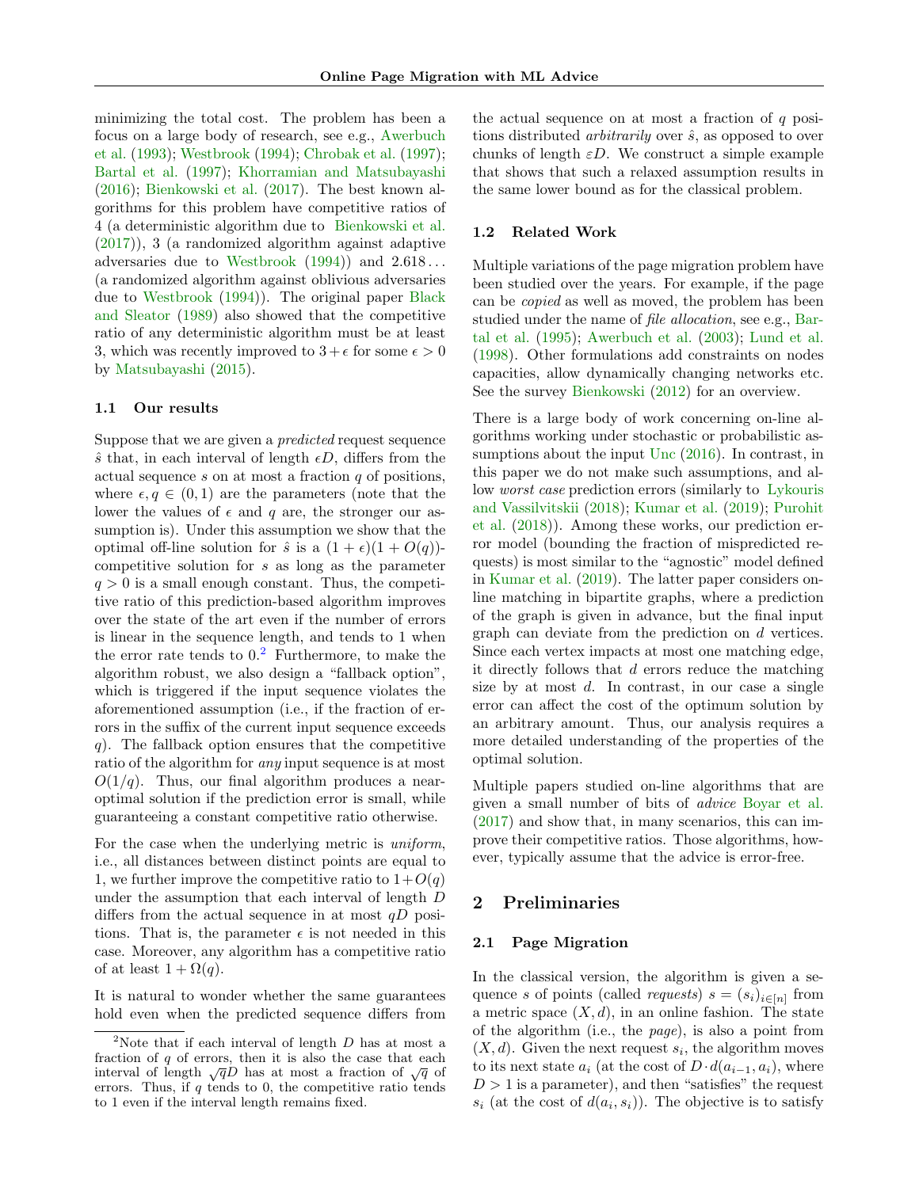minimizing the total cost. The problem has been a focus on a large body of research, see e.g., Awerbuch et al. (1993); Westbrook (1994); Chrobak et al. (1997); Bartal et al. (1997); Khorramian and Matsubayashi (2016); Bienkowski et al. (2017). The best known algorithms for this problem have competitive ratios of 4 (a deterministic algorithm due to Bienkowski et al. (2017)), 3 (a randomized algorithm against adaptive adversaries due to Westbrook (1994)) and 2.618... (a randomized algorithm against oblivious adversaries due to Westbrook (1994)). The original paper Black and Sleator (1989) also showed that the competitive ratio of any deterministic algorithm must be at least 3, which was recently improved to $3 + \epsilon$ for some $\epsilon > 0$ by Matsubayashi (2015).

### 1.1 Our results

Suppose that we are given a *predicted* request sequence $\hat{s}$ that, in each interval of length $\epsilon D$, differs from the actual sequence $s$ on at most a fraction $q$ of positions, where $\epsilon, q \in (0, 1)$ are the parameters (note that the lower the values of $\epsilon$ and $q$ are, the stronger our assumption is). Under this assumption we show that the optimal off-line solution for $\hat{s}$ is a $(1+\epsilon)(1+O(q))$-competitive solution for $s$ as long as the parameter $q > 0$ is a small enough constant. Thus, the competitive ratio of this prediction-based algorithm improves over the state of the art even if the number of errors is linear in the sequence length, and tends to 1 when the error rate tends to 0.[2] Furthermore, to make the algorithm robust, we also design a "fallback option", which is triggered if the input sequence violates the aforementioned assumption (i.e., if the fraction of errors in the suffix of the current input sequence exceeds $q$). The fallback option ensures that the competitive ratio of the algorithm for *any* input sequence is at most $O(1/q)$. Thus, our final algorithm produces a near-optimal solution if the prediction error is small, while guaranteeing a constant competitive ratio otherwise.

For the case when the underlying metric is *uniform*, i.e., all distances between distinct points are equal to 1, we further improve the competitive ratio to $1+O(q)$ under the assumption that each interval of length $D$ differs from the actual sequence in at most $qD$ positions. That is, the parameter $\epsilon$ is not needed in this case. Moreover, any algorithm has a competitive ratio of at least $1 + \Omega(q)$.

It is natural to wonder whether the same guarantees hold even when the predicted sequence differs from the actual sequence on at most a fraction of $q$ positions distributed *arbitrarily* over $\hat{s}$, as opposed to over chunks of length $\varepsilon D$. We construct a simple example that shows that such a relaxed assumption results in the same lower bound as for the classical problem.

### 1.2 Related Work

Multiple variations of the page migration problem have been studied over the years. For example, if the page can be *copied* as well as moved, the problem has been studied under the name of *file allocation*, see e.g., Bartal et al. (1995); Awerbuch et al. (2003); Lund et al. (1998). Other formulations add constraints on nodes capacities, allow dynamically changing networks etc. See the survey Bienkowski (2012) for an overview.

There is a large body of work concerning on-line algorithms working under stochastic or probabilistic assumptions about the input Unc (2016). In contrast, in this paper we do not make such assumptions, and allow *worst case* prediction errors (similarly to Lykouris and Vassilvitskii (2018); Kumar et al. (2019); Purohit et al. (2018)). Among these works, our prediction error model (bounding the fraction of mispredicted requests) is most similar to the "agnostic" model defined in Kumar et al. (2019). The latter paper considers online matching in bipartite graphs, where a prediction of the graph is given in advance, but the final input graph can deviate from the prediction on $d$ vertices. Since each vertex impacts at most one matching edge, it directly follows that $d$ errors reduce the matching size by at most $d$. In contrast, in our case a single error can affect the cost of the optimum solution by an arbitrary amount. Thus, our analysis requires a more detailed understanding of the properties of the optimal solution.

Multiple papers studied on-line algorithms that are given a small number of bits of *advice* Boyar et al. (2017) and show that, in many scenarios, this can improve their competitive ratios. Those algorithms, however, typically assume that the advice is error-free.

## 2 Preliminaries

### 2.1 Page Migration

In the classical version, the algorithm is given a sequence $s$ of points (called *requests*) $s = (s_i)_{i \in [n]}$ from a metric space $(X, d)$, in an online fashion. The state of the algorithm (i.e., the *page*), is also a point from $(X, d)$. Given the next request $s_i$, the algorithm moves to its next state $a_i$ (at the cost of $D \cdot d(a_{i-1}, a_i)$, where $D > 1$ is a parameter), and then "satisfies" the request $s_i$ (at the cost of $d(a_i, s_i)$). The objective is to satisfy

[2] Note that if each interval of length $D$ has at most a fraction of $q$ of errors, then it is also the case that each interval of length $\sqrt{q}D$ has at most a fraction of $\sqrt{q}$ of errors. Thus, if $q$ tends to 0, the competitive ratio tends to 1 even if the interval length remains fixed.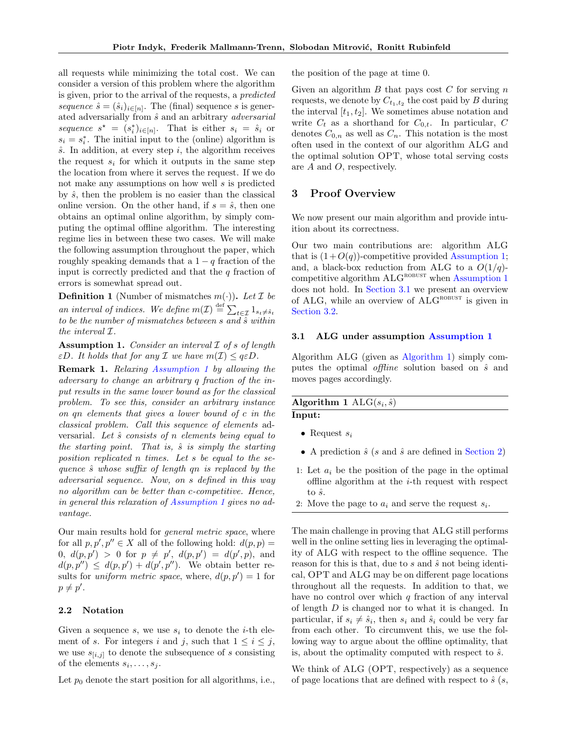all requests while minimizing the total cost. We can consider a version of this problem where the algorithm is given, prior to the arrival of the requests, a *predicted sequence* $\hat{s} = (\hat{s}_i)_{i\in[n]}$. The (final) sequence $s$ is generated adversarially from $\hat{s}$ and an arbitrary *adversarial sequence* $s^\star = (s^*_i)_{i\in[n]}$. That is either $s_i = \hat{s}_i$ or $s_i = s^*_i$. The initial input to the (online) algorithm is $\hat{s}$. In addition, at every step $i$, the algorithm receives the request $s_i$ for which it outputs in the same step the location from where it serves the request. If we do not make any assumptions on how well $s$ is predicted by $\hat{s}$, then the problem is no easier than the classical online version. On the other hand, if $s = \hat{s}$, then one obtains an optimal online algorithm, by simply computing the optimal offline algorithm. The interesting regime lies in between these two cases. We will make the following assumption throughout the paper, which roughly speaking demands that a $1 - q$ fraction of the input is correctly predicted and that the $q$ fraction of errors is somewhat spread out.

**Definition 1** (Number of mismatches $m(\cdot)$)**.** *Let $\mathcal{I}$ be an interval of indices. We define $m(\mathcal{I}) \overset{\text{def}}{=} \sum_{t\in\mathcal{I}} 1_{s_t\neq\hat{s}_t}$ to be the number of mismatches between $s$ and $\hat{s}$ within the interval $\mathcal{I}$.*

**Assumption 1.** *Consider an interval $\mathcal{I}$ of $s$ of length $\varepsilon D$. It holds that for any $\mathcal{I}$ we have $m(\mathcal{I}) \le q\varepsilon D$.*

**Remark 1.** *Relaxing Assumption 1 by allowing the adversary to change an arbitrary $q$ fraction of the input results in the same lower bound as for the classical problem. To see this, consider an arbitrary instance on $qn$ elements that gives a lower bound of $c$ in the classical problem. Call this sequence of elements* adversarial*. Let $\hat{s}$ consists of $n$ elements being equal to the starting point. That is, $\hat{s}$ is simply the starting position replicated $n$ times. Let $s$ be equal to the sequence $\hat{s}$ whose suffix of length $qn$ is replaced by the adversarial sequence. Now, on $s$ defined in this way no algorithm can be better than $c$-competitive. Hence, in general this relaxation of Assumption 1 gives no advantage.*

Our main results hold for *general metric space*, where for all $p, p', p'' \in X$ all of the following hold: $d(p, p) = 0$, $d(p, p') > 0$ for $p \neq p'$, $d(p, p') = d(p', p)$, and $d(p, p'') \le d(p, p') + d(p', p'')$. We obtain better results for *uniform metric space*, where, $d(p, p') = 1$ for $p \neq p'$.

### 2.2 Notation

Given a sequence $s$, we use $s_i$ to denote the $i$-th element of $s$. For integers $i$ and $j$, such that $1 \le i \le j$, we use $s_{[i,j]}$ to denote the subsequence of $s$ consisting of the elements $s_i, \ldots, s_j$.

Let $p_0$ denote the start position for all algorithms, i.e., the position of the page at time 0.

Given an algorithm $B$ that pays cost $C$ for serving $n$ requests, we denote by $C_{t_1,t_2}$ the cost paid by $B$ during the interval $[t_1, t_2]$. We sometimes abuse notation and write $C_t$ as a shorthand for $C_{0,t}$. In particular, $C$ denotes $C_{0,n}$ as well as $C_n$. This notation is the most often used in the context of our algorithm ALG and the optimal solution OPT, whose total serving costs are $A$ and $O$, respectively.

## 3 Proof Overview

We now present our main algorithm and provide intuition about its correctness.

Our two main contributions are: algorithm ALG that is $(1+O(q))$-competitive provided Assumption 1; and, a black-box reduction from ALG to a $O(1/q)$-competitive algorithm ALG$^{\text{ROBUST}}$ when Assumption 1 does not hold. In Section 3.1 we present an overview of ALG, while an overview of ALG$^{\text{ROBUST}}$ is given in Section 3.2.

### 3.1 ALG under assumption Assumption 1

Algorithm ALG (given as Algorithm 1) simply computes the optimal *offline* solution based on $\hat{s}$ and moves pages accordingly.

**Algorithm 1** ALG$(s_i, \hat{s})$

**Input:**

- Request $s_i$
- A prediction $\hat{s}$ ($s$ and $\hat{s}$ are defined in Section 2)

1: Let $a_i$ be the position of the page in the optimal offline algorithm at the $i$-th request with respect to $\hat{s}$.

2: Move the page to $a_i$ and serve the request $s_i$.

The main challenge in proving that ALG still performs well in the online setting lies in leveraging the optimality of ALG with respect to the offline sequence. The reason for this is that, due to $s$ and $\hat{s}$ not being identical, OPT and ALG may be on different page locations throughout all the requests. In addition to that, we have no control over which $q$ fraction of any interval of length $D$ is changed nor to what it is changed. In particular, if $s_i \neq \hat{s}_i$, then $s_i$ and $\hat{s}_i$ could be very far from each other. To circumvent this, we use the following way to argue about the offline optimality, that is, about the optimality computed with respect to $\hat{s}$.

We think of ALG (OPT, respectively) as a sequence of page locations that are defined with respect to $\hat{s}$ ($s$,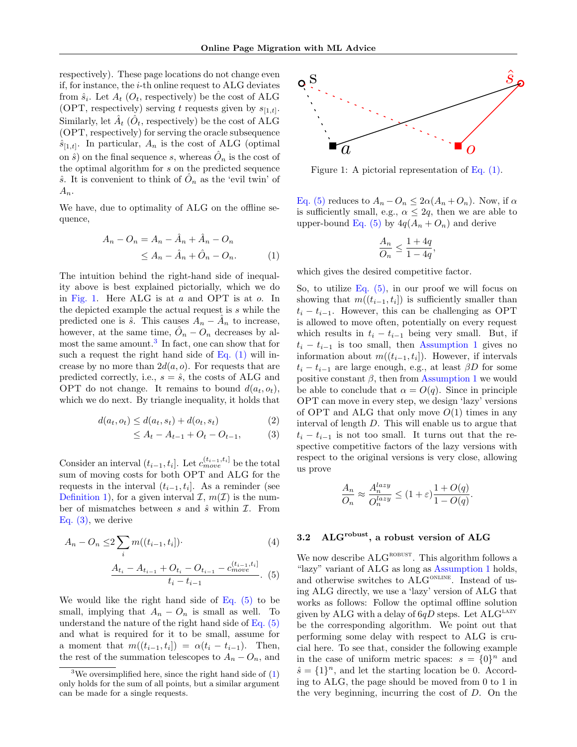respectively). These page locations do not change even if, for instance, the $i$-th online request to ALG deviates from $\hat{s}_i$. Let $A_t$ ($O_t$, respectively) be the cost of ALG (OPT, respectively) serving $t$ requests given by $s_{[1,t]}$. Similarly, let $\hat{A}_t$ ($\hat{O}_t$, respectively) be the cost of ALG (OPT, respectively) for serving the oracle subsequence $\hat{s}_{[1,t]}$. In particular, $A_n$ is the cost of ALG (optimal on $\hat{s}$) on the final sequence $s$, whereas $\hat{O}_n$ is the cost of the optimal algorithm for $s$ on the predicted sequence $\hat{s}$. It is convenient to think of $\hat{O}_n$ as the 'evil twin' of $A_n$.

We have, due to optimality of ALG on the offline sequence,

$$
\begin{aligned}
A_n - O_n &= A_n - \hat{A}_n + \hat{A}_n - O_n \\
&\leq A_n - \hat{A}_n + \hat{O}_n - O_n. \qquad (1)
\end{aligned}
$$

The intuition behind the right-hand side of inequality above is best explained pictorially, which we do in Fig. 1. Here ALG is at $a$ and OPT is at $o$. In the depicted example the actual request is $s$ while the predicted one is $\hat{s}$. This causes $A_n - \hat{A}_n$ to increase, however, at the same time, $\hat{O}_n - O_n$ decreases by almost the same amount.[3] In fact, one can show that for such a request the right hand side of Eq. (1) will increase by no more than $2d(a, o)$. For requests that are predicted correctly, i.e., $s = \hat{s}$, the costs of ALG and OPT do not change. It remains to bound $d(a_t, o_t)$, which we do next. By triangle inequality, it holds that

$$
\begin{aligned}
d(a_t, o_t) &\leq d(a_t, s_t) + d(o_t, s_t) \qquad (2)\\
&\leq A_t - A_{t-1} + O_t - O_{t-1}, \qquad (3)
\end{aligned}
$$

Consider an interval $(t_{i-1}, t_i]$. Let $c_{move}^{(t_{i-1},t_i]}$ be the total sum of moving costs for both OPT and ALG for the requests in the interval $(t_{i-1}, t_i]$. As a reminder (see Definition 1), for a given interval $\mathcal{I}$, $m(\mathcal{I})$ is the number of mismatches between $s$ and $\hat{s}$ within $\mathcal{I}$. From Eq. (3), we derive

$$
\begin{aligned}
A_n - O_n \leq & 2 \sum_i m((t_{i-1}, t_i]) \cdot \qquad (4)\\
& \frac{A_{t_i} - A_{t_{i-1}} + O_{t_i} - O_{t_{i-1}} - c_{move}^{(t_{i-1},t_i]}}{t_i - t_{i-1}}. \qquad (5)
\end{aligned}
$$

We would like the right hand side of Eq. (5) to be small, implying that $A_n - O_n$ is small as well. To understand the nature of the right hand side of Eq. (5) and what is required for it to be small, assume for a moment that $m((t_{i-1}, t_i]) = \alpha(t_i - t_{i-1})$. Then, the rest of the summation telescopes to $A_n - O_n$, and

[3] We oversimplified here, since the right hand side of (1) only holds for the sum of all points, but a similar argument can be made for a single requests.

Figure 1: A pictorial representation of Eq. (1).

Eq. (5) reduces to $A_n - O_n \leq 2\alpha(A_n + O_n)$. Now, if $\alpha$ is sufficiently small, e.g., $\alpha \leq 2q$, then we are able to upper-bound Eq. (5) by $4q(A_n + O_n)$ and derive

$$
\frac{A_n}{O_n} \leq \frac{1 + 4q}{1 - 4q},
$$

which gives the desired competitive factor.

So, to utilize Eq. (5), in our proof we will focus on showing that $m((t_{i-1}, t_i])$ is sufficiently smaller than $t_i - t_{i-1}$. However, this can be challenging as OPT is allowed to move often, potentially on every request which results in $t_i - t_{i-1}$ being very small. But, if $t_i - t_{i-1}$ is too small, then Assumption 1 gives no information about $m((t_{i-1}, t_i])$. However, if intervals $t_i - t_{i-1}$ are large enough, e.g., at least $\beta D$ for some positive constant $\beta$, then from Assumption 1 we would be able to conclude that $\alpha = O(q)$. Since in principle OPT can move in every step, we design 'lazy' versions of OPT and ALG that only move $O(1)$ times in any interval of length $D$. This will enable us to argue that $t_i - t_{i-1}$ is not too small. It turns out that the respective competitive factors of the lazy versions with respect to the original versions is very close, allowing us prove

$$
\frac{A_n}{O_n} \approx \frac{A_n^{lazy}}{O_n^{lazy}} \leq (1 + \varepsilon)\frac{1 + O(q)}{1 - O(q)}.
$$

### 3.2 ALG^robust, a robust version of ALG

We now describe ALG^ROBUST. This algorithm follows a "lazy" variant of ALG as long as Assumption 1 holds, and otherwise switches to ALG^ONLINE. Instead of using ALG directly, we use a 'lazy' version of ALG that works as follows: Follow the optimal offline solution given by ALG with a delay of $6qD$ steps. Let ALG^LAZY be the corresponding algorithm. We point out that performing some delay with respect to ALG is crucial here. To see that, consider the following example in the case of uniform metric spaces: $s = \{0\}^n$ and $\hat{s} = \{1\}^n$, and let the starting location be 0. According to ALG, the page should be moved from 0 to 1 in the very beginning, incurring the cost of $D$. On the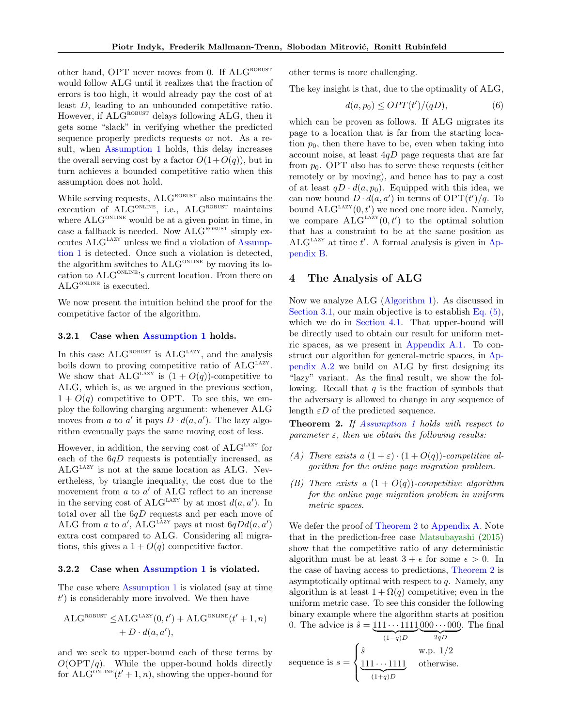other hand, OPT never moves from 0. If $\mathrm{ALG}^{\mathrm{ROBUST}}$ would follow ALG until it realizes that the fraction of errors is too high, it would already pay the cost of at least $D$, leading to an unbounded competitive ratio. However, if $\mathrm{ALG}^{\mathrm{ROBUST}}$ delays following ALG, then it gets some "slack" in verifying whether the predicted sequence properly predicts requests or not. As a result, when Assumption 1 holds, this delay increases the overall serving cost by a factor $O(1+O(q))$, but in turn achieves a bounded competitive ratio when this assumption does not hold.

While serving requests, $\mathrm{ALG}^{\mathrm{ROBUST}}$ also maintains the execution of $\mathrm{ALG}^{\mathrm{ONLINE}}$, i.e., $\mathrm{ALG}^{\mathrm{ROBUST}}$ maintains where $\mathrm{ALG}^{\mathrm{ONLINE}}$ would be at a given point in time, in case a fallback is needed. Now $\mathrm{ALG}^{\mathrm{ROBUST}}$ simply executes $\mathrm{ALG}^{\mathrm{LAZY}}$ unless we find a violation of Assumption 1 is detected. Once such a violation is detected, the algorithm switches to $\mathrm{ALG}^{\mathrm{ONLINE}}$ by moving its location to $\mathrm{ALG}^{\mathrm{ONLINE}}$'s current location. From there on $\mathrm{ALG}^{\mathrm{ONLINE}}$ is executed.

We now present the intuition behind the proof for the competitive factor of the algorithm.

#### 3.2.1 Case when Assumption 1 holds.

In this case $\mathrm{ALG}^{\mathrm{ROBUST}}$ is $\mathrm{ALG}^{\mathrm{LAZY}}$, and the analysis boils down to proving competitive ratio of $\mathrm{ALG}^{\mathrm{LAZY}}$. We show that $\mathrm{ALG}^{\mathrm{LAZY}}$ is $(1+O(q))$-competitive to ALG, which is, as we argued in the previous section, $1+O(q)$ competitive to OPT. To see this, we employ the following charging argument: whenever ALG moves from $a$ to $a'$ it pays $D \cdot d(a, a')$. The lazy algorithm eventually pays the same moving cost of less.

However, in addition, the serving cost of $\mathrm{ALG}^{\mathrm{LAZY}}$ for each of the $6qD$ requests is potentially increased, as $\mathrm{ALG}^{\mathrm{LAZY}}$ is not at the same location as ALG. Nevertheless, by triangle inequality, the cost due to the movement from $a$ to $a'$ of ALG reflect to an increase in the serving cost of $\mathrm{ALG}^{\mathrm{LAZY}}$ by at most $d(a, a')$. In total over all the $6qD$ requests and per each move of ALG from $a$ to $a'$, $\mathrm{ALG}^{\mathrm{LAZY}}$ pays at most $6qDd(a,a')$ extra cost compared to ALG. Considering all migrations, this gives a $1+O(q)$ competitive factor.

#### 3.2.2 Case when Assumption 1 is violated.

The case where Assumption 1 is violated (say at time $t'$) is considerably more involved. We then have

$$
\begin{aligned}
\mathrm{ALG}^{\mathrm{ROBUST}} \leq & \mathrm{ALG}^{\mathrm{LAZY}}(0, t') + \mathrm{ALG}^{\mathrm{ONLINE}}(t'+1, n) \\
& + D \cdot d(a, a'),
\end{aligned}
$$

and we seek to upper-bound each of these terms by $O(\mathrm{OPT}/q)$. While the upper-bound holds directly for $\mathrm{ALG}^{\mathrm{ONLINE}}(t'+1, n)$, showing the upper-bound for other terms is more challenging.

The key insight is that, due to the optimality of ALG,

$$
d(a, p_0) \leq OPT(t')/(qD), \tag{6}
$$

which can be proven as follows. If ALG migrates its page to a location that is far from the starting location $p_0$, then there have to be, even when taking into account noise, at least $4qD$ page requests that are far from $p_0$. OPT also has to serve these requests (either remotely or by moving), and hence has to pay a cost of at least $qD \cdot d(a, p_0)$. Equipped with this idea, we can now bound $D \cdot d(a, a')$ in terms of $\mathrm{OPT}(t')/q$. To bound $\mathrm{ALG}^{\mathrm{LAZY}}(0, t')$ we need one more idea. Namely, we compare $\mathrm{ALG}^{\mathrm{LAZY}}(0, t')$ to the optimal solution that has a constraint to be at the same position as $\mathrm{ALG}^{\mathrm{LAZY}}$ at time $t'$. A formal analysis is given in Appendix B.

## 4 The Analysis of ALG

Now we analyze ALG (Algorithm 1). As discussed in Section 3.1, our main objective is to establish Eq. (5), which we do in Section 4.1. That upper-bound will be directly used to obtain our result for uniform metric spaces, as we present in Appendix A.1. To construct our algorithm for general-metric spaces, in Appendix A.2 we build on ALG by first designing its "lazy" variant. As the final result, we show the following. Recall that $q$ is the fraction of symbols that the adversary is allowed to change in any sequence of length $\varepsilon D$ of the predicted sequence.

**Theorem 2.** *If Assumption 1 holds with respect to parameter $\varepsilon$, then we obtain the following results:*

*(A) There exists a $(1+\varepsilon) \cdot (1+O(q))$-competitive algorithm for the online page migration problem.*

*(B) There exists a $(1+O(q))$-competitive algorithm for the online page migration problem in uniform metric spaces.*

We defer the proof of Theorem 2 to Appendix A. Note that in the prediction-free case Matsubayashi (2015) show that the competitive ratio of any deterministic algorithm must be at least $3+\epsilon$ for some $\epsilon > 0$. In the case of having access to predictions, Theorem 2 is asymptotically optimal with respect to $q$. Namely, any algorithm is at least $1+\Omega(q)$ competitive; even in the uniform metric case. To see this consider the following binary example where the algorithm starts at position 0. The advice is $\hat{s} = \underbrace{111\cdots1111}_{(1-q)D}\underbrace{000\cdots000}_{2qD}$. The final sequence is $s = \begin{cases} \hat{s} & \text{w.p. } 1/2 \\ \underbrace{111\cdots1111}_{(1+q)D} & \text{otherwise.} \end{cases}$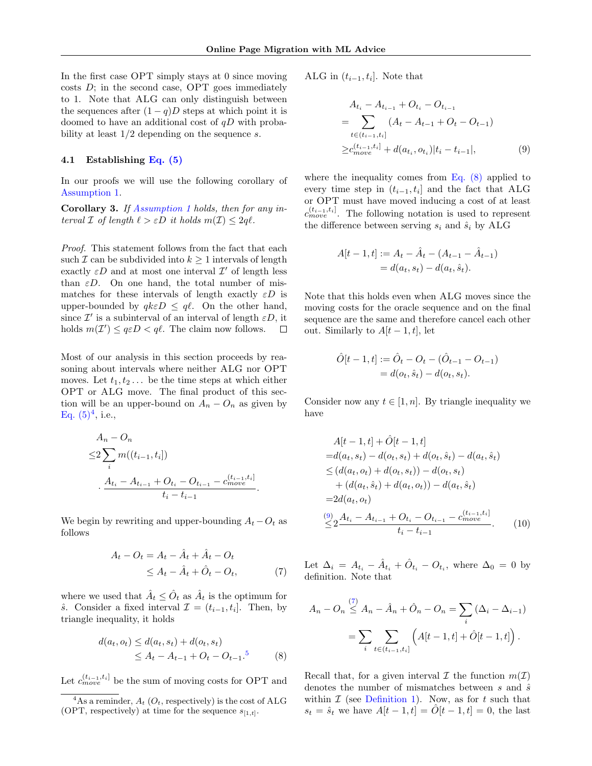In the first case OPT simply stays at 0 since moving costs $D$; in the second case, OPT goes immediately to 1. Note that ALG can only distinguish between the sequences after $(1-q)D$ steps at which point it is doomed to have an additional cost of $qD$ with probability at least 1/2 depending on the sequence $s$.

### 4.1 Establishing Eq. (5)

In our proofs we will use the following corollary of Assumption 1.

**Corollary 3.** *If Assumption 1 holds, then for any interval $\mathcal{I}$ of length $\ell > \varepsilon D$ it holds $m(\mathcal{I}) \leq 2q\ell$.*

*Proof.* This statement follows from the fact that each such $\mathcal{I}$ can be subdivided into $k \geq 1$ intervals of length exactly $\varepsilon D$ and at most one interval $\mathcal{I}'$ of length less than $\varepsilon D$. On one hand, the total number of mismatches for these intervals of length exactly $\varepsilon D$ is upper-bounded by $qk\varepsilon D \leq q\ell$. On the other hand, since $\mathcal{I}'$ is a subinterval of an interval of length $\varepsilon D$, it holds $m(\mathcal{I}') \leq q\varepsilon D < q\ell$. The claim now follows. □

Most of our analysis in this section proceeds by reasoning about intervals where neither ALG nor OPT moves. Let $t_1, t_2 \dots$ be the time steps at which either OPT or ALG move. The final product of this section will be an upper-bound on $A_n - O_n$ as given by Eq. (5)[4], i.e.,

$$
\begin{aligned}
&A_n - O_n \\
\leq& 2\sum_i m((t_{i-1}, t_i]) \\
&\cdot \frac{A_{t_i} - A_{t_{i-1}} + O_{t_i} - O_{t_{i-1}} - c_{move}^{(t_{i-1},t_i]}}{t_i - t_{i-1}}.
\end{aligned}
$$

We begin by rewriting and upper-bounding $A_t - O_t$ as follows

$$
\begin{aligned}
A_t - O_t &= A_t - \hat{A}_t + \hat{A}_t - O_t \\
&\leq A_t - \hat{A}_t + \hat{O}_t - O_t,
\end{aligned}
\tag{7}
$$

where we used that $\hat{A}_t \leq \hat{O}_t$ as $\hat{A}_t$ is the optimum for $\hat{s}$. Consider a fixed interval $\mathcal{I} = (t_{i-1}, t_i]$. Then, by triangle inequality, it holds

$$
\begin{aligned}
d(a_t, o_t) &\leq d(a_t, s_t) + d(o_t, s_t) \\
&\leq A_t - A_{t-1} + O_t - O_{t-1}.^5
\end{aligned}
\tag{8}
$$

Let $c_{move}^{(t_{i-1},t_i]}$ be the sum of moving costs for OPT and ALG in $(t_{i-1}, t_i]$. Note that

$$
\begin{aligned}
&A_{t_i} - A_{t_{i-1}} + O_{t_i} - O_{t_{i-1}} \\
=& \sum_{t \in (t_{i-1}, t_i]} (A_t - A_{t-1} + O_t - O_{t-1}) \\
\geq& c_{move}^{(t_{i-1},t_i]} + d(a_{t_i}, o_{t_i})|t_i - t_{i-1}|,
\end{aligned}
\tag{9}
$$

where the inequality comes from Eq. (8) applied to every time step in $(t_{i-1}, t_i]$ and the fact that ALG or OPT must have moved inducing a cost of at least $c_{move}^{(t_{i-1},t_i]}$. The following notation is used to represent the difference between serving $s_i$ and $\hat{s}_i$ by ALG

$$
\begin{aligned}
A[t-1, t] &:= A_t - \hat{A}_t - (A_{t-1} - \hat{A}_{t-1}) \\
&= d(a_t, s_t) - d(a_t, \hat{s}_t).
\end{aligned}
$$

Note that this holds even when ALG moves since the moving costs for the oracle sequence and on the final sequence are the same and therefore cancel each other out. Similarly to $A[t-1, t]$, let

$$
\begin{aligned}
\hat{O}[t-1, t] &:= \hat{O}_t - O_t - (\hat{O}_{t-1} - O_{t-1}) \\
&= d(o_t, \hat{s}_t) - d(o_t, s_t).
\end{aligned}
$$

Consider now any $t \in [1, n]$. By triangle inequality we have

$$
\begin{aligned}
&A[t-1, t] + \hat{O}[t-1, t] \\
=& d(a_t, s_t) - d(o_t, s_t) + d(o_t, \hat{s}_t) - d(a_t, \hat{s}_t) \\
\leq& (d(a_t, o_t) + d(o_t, s_t)) - d(o_t, s_t) \\
&+ (d(a_t, \hat{s}_t) + d(a_t, o_t)) - d(a_t, \hat{s}_t) \\
=& 2d(a_t, o_t) \\
\overset{(9)}{\leq}& 2\frac{A_{t_i} - A_{t_{i-1}} + O_{t_i} - O_{t_{i-1}} - c_{move}^{(t_{i-1},t_i]}}{t_i - t_{i-1}}.
\end{aligned}
\tag{10}
$$

Let $\Delta_i = A_{t_i} - \hat{A}_{t_i} + \hat{O}_{t_i} - O_{t_i}$, where $\Delta_0 = 0$ by definition. Note that

$$
\begin{aligned}
A_n - O_n &\overset{(7)}{\leq} A_n - \hat{A}_n + \hat{O}_n - O_n = \sum_i (\Delta_i - \Delta_{i-1}) \\
&= \sum_i \sum_{t \in (t_{i-1}, t_i]} \left( A[t-1, t] + \hat{O}[t-1, t] \right).
\end{aligned}
$$

Recall that, for a given interval $\mathcal{I}$ the function $m(\mathcal{I})$ denotes the number of mismatches between $s$ and $\hat{s}$ within $\mathcal{I}$ (see Definition 1). Now, as for $t$ such that $s_t = \hat{s}_t$ we have $A[t-1, t] = \hat{O}[t-1, t] = 0$, the last

---

[4] As a reminder, $A_t$ ($O_t$, respectively) is the cost of ALG (OPT, respectively) at time for the sequence $s_{[1,t]}$.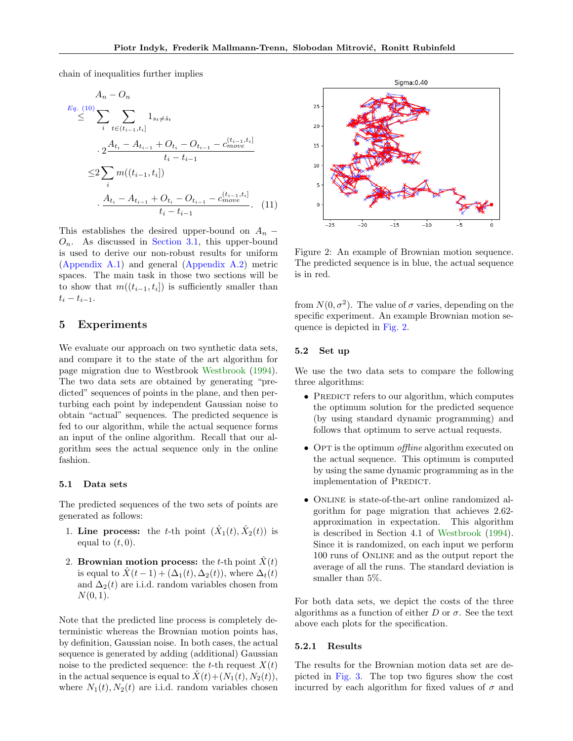chain of inequalities further implies

$$
\begin{aligned}
&A_n - O_n \\
&\overset{Eq.~(10)}{\leq} \sum_i \sum_{t \in (t_{i-1}, t_i]} 1_{s_t \neq \hat{s}_t} \\
&\quad \cdot 2 \frac{A_{t_i} - A_{t_{i-1}} + O_{t_i} - O_{t_{i-1}} - c_{move}^{(t_{i-1}, t_i]}}{t_i - t_{i-1}} \\
&\leq 2 \sum_i m((t_{i-1}, t_i]) \\
&\quad \cdot \frac{A_{t_i} - A_{t_{i-1}} + O_{t_i} - O_{t_{i-1}} - c_{move}^{(t_{i-1}, t_i]}}{t_i - t_{i-1}}. \quad (11)
\end{aligned}
$$

This establishes the desired upper-bound on $A_n - O_n$. As discussed in Section 3.1, this upper-bound is used to derive our non-robust results for uniform (Appendix A.1) and general (Appendix A.2) metric spaces. The main task in those two sections will be to show that $m((t_{i-1}, t_i])$ is sufficiently smaller than $t_i - t_{i-1}$.

## 5 Experiments

We evaluate our approach on two synthetic data sets, and compare it to the state of the art algorithm for page migration due to Westbrook Westbrook (1994). The two data sets are obtained by generating "predicted" sequences of points in the plane, and then perturbing each point by independent Gaussian noise to obtain "actual" sequences. The predicted sequence is fed to our algorithm, while the actual sequence forms an input of the online algorithm. Recall that our algorithm sees the actual sequence only in the online fashion.

### 5.1 Data sets

The predicted sequences of the two sets of points are generated as follows:

1. **Line process:** the $t$-th point $(\hat{X}_1(t), \hat{X}_2(t))$ is equal to $(t, 0)$.
2. **Brownian motion process:** the $t$-th point $\hat{X}(t)$ is equal to $\hat{X}(t-1) + (\Delta_1(t), \Delta_2(t))$, where $\Delta_t(t)$ and $\Delta_2(t)$ are i.i.d. random variables chosen from $N(0, 1)$.

Note that the predicted line process is completely deterministic whereas the Brownian motion points has, by definition, Gaussian noise. In both cases, the actual sequence is generated by adding (additional) Gaussian noise to the predicted sequence: the $t$-th request $X(t)$ in the actual sequence is equal to $\hat{X}(t) + (N_1(t), N_2(t))$, where $N_1(t), N_2(t)$ are i.i.d. random variables chosen from $N(0, \sigma^2)$. The value of $\sigma$ varies, depending on the specific experiment. An example Brownian motion sequence is depicted in Fig. 2.

Figure 2: An example of Brownian motion sequence. The predicted sequence is in blue, the actual sequence is in red.

### 5.2 Set up

We use the two data sets to compare the following three algorithms:

- Predict refers to our algorithm, which computes the optimum solution for the predicted sequence (by using standard dynamic programming) and follows that optimum to serve actual requests.
- Opt is the optimum *offline* algorithm executed on the actual sequence. This optimum is computed by using the same dynamic programming as in the implementation of Predict.
- Online is state-of-the-art online randomized algorithm for page migration that achieves 2.62-approximation in expectation. This algorithm is described in Section 4.1 of Westbrook (1994). Since it is randomized, on each input we perform 100 runs of Online and as the output report the average of all the runs. The standard deviation is smaller than 5%.

For both data sets, we depict the costs of the three algorithms as a function of either $D$ or $\sigma$. See the text above each plots for the specification.

#### 5.2.1 Results

The results for the Brownian motion data set are depicted in Fig. 3. The top two figures show the cost incurred by each algorithm for fixed values of $\sigma$ and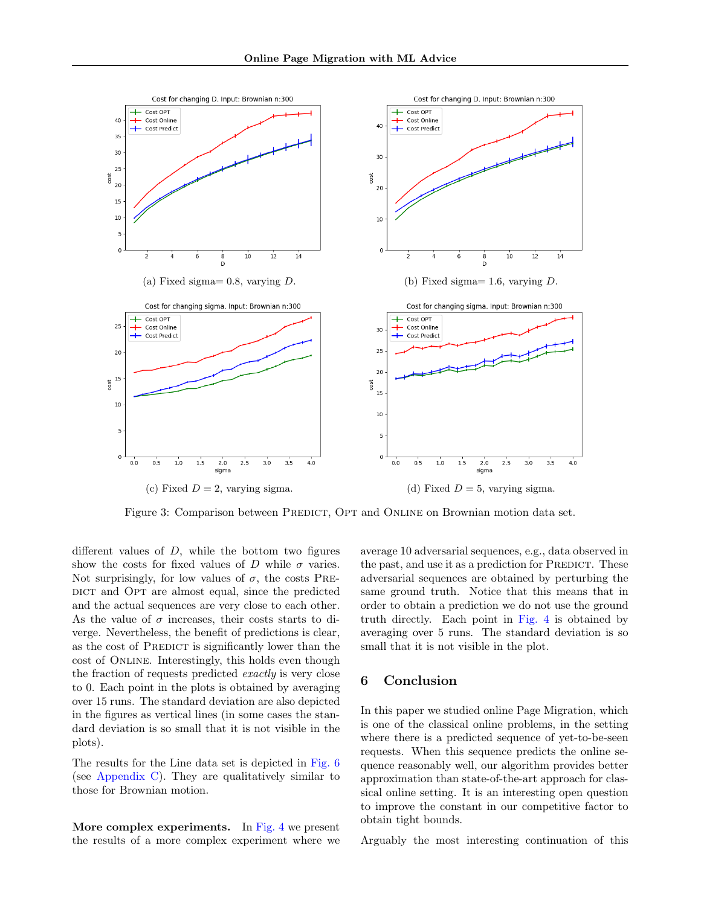(a) Fixed sigma= 0.8, varying $D$.

(b) Fixed sigma= 1.6, varying $D$.

(c) Fixed $D = 2$, varying sigma.

(d) Fixed $D = 5$, varying sigma.

Figure 3: Comparison between PREDICT, OPT and ONLINE on Brownian motion data set.

different values of $D$, while the bottom two figures show the costs for fixed values of $D$ while $\sigma$ varies. Not surprisingly, for low values of $\sigma$, the costs PREDICT and OPT are almost equal, since the predicted and the actual sequences are very close to each other. As the value of $\sigma$ increases, their costs starts to diverge. Nevertheless, the benefit of predictions is clear, as the cost of PREDICT is significantly lower than the cost of ONLINE. Interestingly, this holds even though the fraction of requests predicted *exactly* is very close to 0. Each point in the plots is obtained by averaging over 15 runs. The standard deviation are also depicted in the figures as vertical lines (in some cases the standard deviation is so small that it is not visible in the plots).

The results for the Line data set is depicted in Fig. 6 (see Appendix C). They are qualitatively similar to those for Brownian motion.

**More complex experiments.** In Fig. 4 we present the results of a more complex experiment where we average 10 adversarial sequences, e.g., data observed in the past, and use it as a prediction for PREDICT. These adversarial sequences are obtained by perturbing the same ground truth. Notice that this means that in order to obtain a prediction we do not use the ground truth directly. Each point in Fig. 4 is obtained by averaging over 5 runs. The standard deviation is so small that it is not visible in the plot.

## 6 Conclusion

In this paper we studied online Page Migration, which is one of the classical online problems, in the setting where there is a predicted sequence of yet-to-be-seen requests. When this sequence predicts the online sequence reasonably well, our algorithm provides better approximation than state-of-the-art approach for classical online setting. It is an interesting open question to improve the constant in our competitive factor to obtain tight bounds.

Arguably the most interesting continuation of this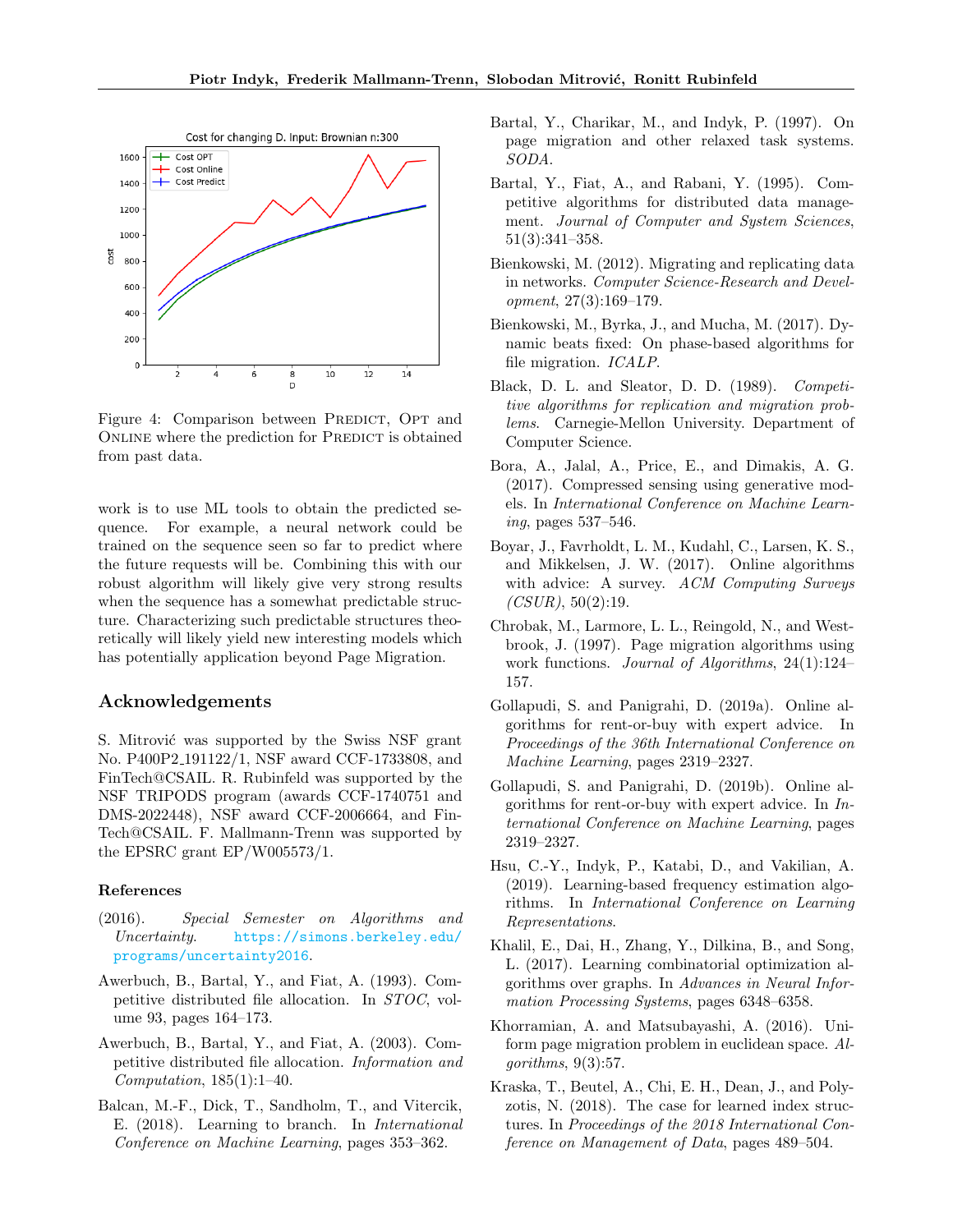Figure 4: Comparison between PREDICT, OPT and ONLINE where the prediction for PREDICT is obtained from past data.

work is to use ML tools to obtain the predicted sequence. For example, a neural network could be trained on the sequence seen so far to predict where the future requests will be. Combining this with our robust algorithm will likely give very strong results when the sequence has a somewhat predictable structure. Characterizing such predictable structures theoretically will likely yield new interesting models which has potentially application beyond Page Migration.

## Acknowledgements

S. Mitrović was supported by the Swiss NSF grant No. P400P2_191122/1, NSF award CCF-1733808, and FinTech@CSAIL. R. Rubinfeld was supported by the NSF TRIPODS program (awards CCF-1740751 and DMS-2022448), NSF award CCF-2006664, and FinTech@CSAIL. F. Mallmann-Trenn was supported by the EPSRC grant EP/W005573/1.

### References

(2016). *Special Semester on Algorithms and Uncertainty*. https://simons.berkeley.edu/programs/uncertainty2016.

Awerbuch, B., Bartal, Y., and Fiat, A. (1993). Competitive distributed file allocation. In *STOC*, volume 93, pages 164–173.

Awerbuch, B., Bartal, Y., and Fiat, A. (2003). Competitive distributed file allocation. *Information and Computation*, 185(1):1–40.

Balcan, M.-F., Dick, T., Sandholm, T., and Vitercik, E. (2018). Learning to branch. In *International Conference on Machine Learning*, pages 353–362.

Bartal, Y., Charikar, M., and Indyk, P. (1997). On page migration and other relaxed task systems. *SODA*.

Bartal, Y., Fiat, A., and Rabani, Y. (1995). Competitive algorithms for distributed data management. *Journal of Computer and System Sciences*, 51(3):341–358.

Bienkowski, M. (2012). Migrating and replicating data in networks. *Computer Science-Research and Development*, 27(3):169–179.

Bienkowski, M., Byrka, J., and Mucha, M. (2017). Dynamic beats fixed: On phase-based algorithms for file migration. *ICALP*.

Black, D. L. and Sleator, D. D. (1989). *Competitive algorithms for replication and migration problems*. Carnegie-Mellon University. Department of Computer Science.

Bora, A., Jalal, A., Price, E., and Dimakis, A. G. (2017). Compressed sensing using generative models. In *International Conference on Machine Learning*, pages 537–546.

Boyar, J., Favrholdt, L. M., Kudahl, C., Larsen, K. S., and Mikkelsen, J. W. (2017). Online algorithms with advice: A survey. *ACM Computing Surveys (CSUR)*, 50(2):19.

Chrobak, M., Larmore, L. L., Reingold, N., and Westbrook, J. (1997). Page migration algorithms using work functions. *Journal of Algorithms*, 24(1):124–157.

Gollapudi, S. and Panigrahi, D. (2019a). Online algorithms for rent-or-buy with expert advice. In *Proceedings of the 36th International Conference on Machine Learning*, pages 2319–2327.

Gollapudi, S. and Panigrahi, D. (2019b). Online algorithms for rent-or-buy with expert advice. In *International Conference on Machine Learning*, pages 2319–2327.

Hsu, C.-Y., Indyk, P., Katabi, D., and Vakilian, A. (2019). Learning-based frequency estimation algorithms. In *International Conference on Learning Representations*.

Khalil, E., Dai, H., Zhang, Y., Dilkina, B., and Song, L. (2017). Learning combinatorial optimization algorithms over graphs. In *Advances in Neural Information Processing Systems*, pages 6348–6358.

Khorramian, A. and Matsubayashi, A. (2016). Uniform page migration problem in euclidean space. *Algorithms*, 9(3):57.

Kraska, T., Beutel, A., Chi, E. H., Dean, J., and Polyzotis, N. (2018). The case for learned index structures. In *Proceedings of the 2018 International Conference on Management of Data*, pages 489–504.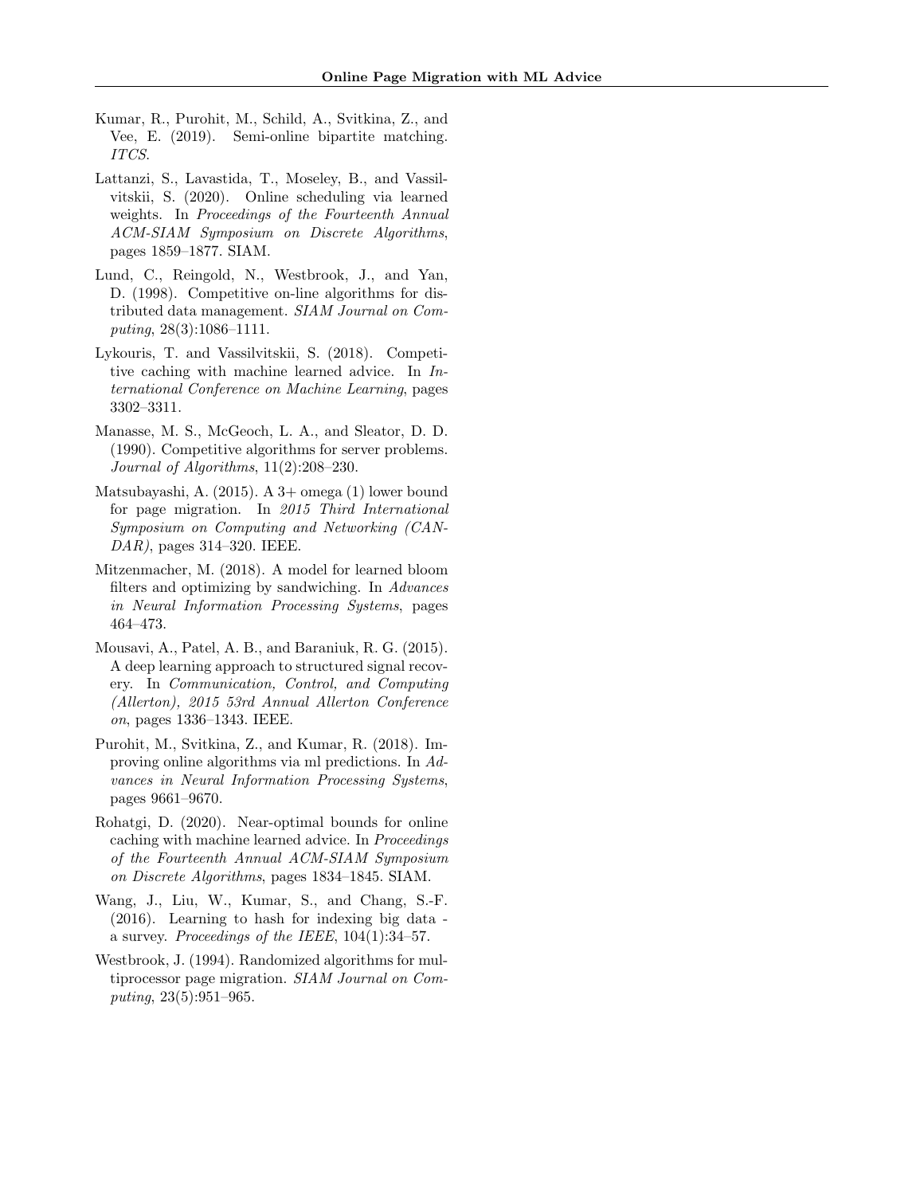Kumar, R., Purohit, M., Schild, A., Svitkina, Z., and Vee, E. (2019). Semi-online bipartite matching. *ITCS*.

Lattanzi, S., Lavastida, T., Moseley, B., and Vassilvitskii, S. (2020). Online scheduling via learned weights. In *Proceedings of the Fourteenth Annual ACM-SIAM Symposium on Discrete Algorithms*, pages 1859–1877. SIAM.

Lund, C., Reingold, N., Westbrook, J., and Yan, D. (1998). Competitive on-line algorithms for distributed data management. *SIAM Journal on Computing*, 28(3):1086–1111.

Lykouris, T. and Vassilvitskii, S. (2018). Competitive caching with machine learned advice. In *International Conference on Machine Learning*, pages 3302–3311.

Manasse, M. S., McGeoch, L. A., and Sleator, D. D. (1990). Competitive algorithms for server problems. *Journal of Algorithms*, 11(2):208–230.

Matsubayashi, A. (2015). A 3+ omega (1) lower bound for page migration. In *2015 Third International Symposium on Computing and Networking (CANDAR)*, pages 314–320. IEEE.

Mitzenmacher, M. (2018). A model for learned bloom filters and optimizing by sandwiching. In *Advances in Neural Information Processing Systems*, pages 464–473.

Mousavi, A., Patel, A. B., and Baraniuk, R. G. (2015). A deep learning approach to structured signal recovery. In *Communication, Control, and Computing (Allerton), 2015 53rd Annual Allerton Conference on*, pages 1336–1343. IEEE.

Purohit, M., Svitkina, Z., and Kumar, R. (2018). Improving online algorithms via ml predictions. In *Advances in Neural Information Processing Systems*, pages 9661–9670.

Rohatgi, D. (2020). Near-optimal bounds for online caching with machine learned advice. In *Proceedings of the Fourteenth Annual ACM-SIAM Symposium on Discrete Algorithms*, pages 1834–1845. SIAM.

Wang, J., Liu, W., Kumar, S., and Chang, S.-F. (2016). Learning to hash for indexing big data - a survey. *Proceedings of the IEEE*, 104(1):34–57.

Westbrook, J. (1994). Randomized algorithms for multiprocessor page migration. *SIAM Journal on Computing*, 23(5):951–965.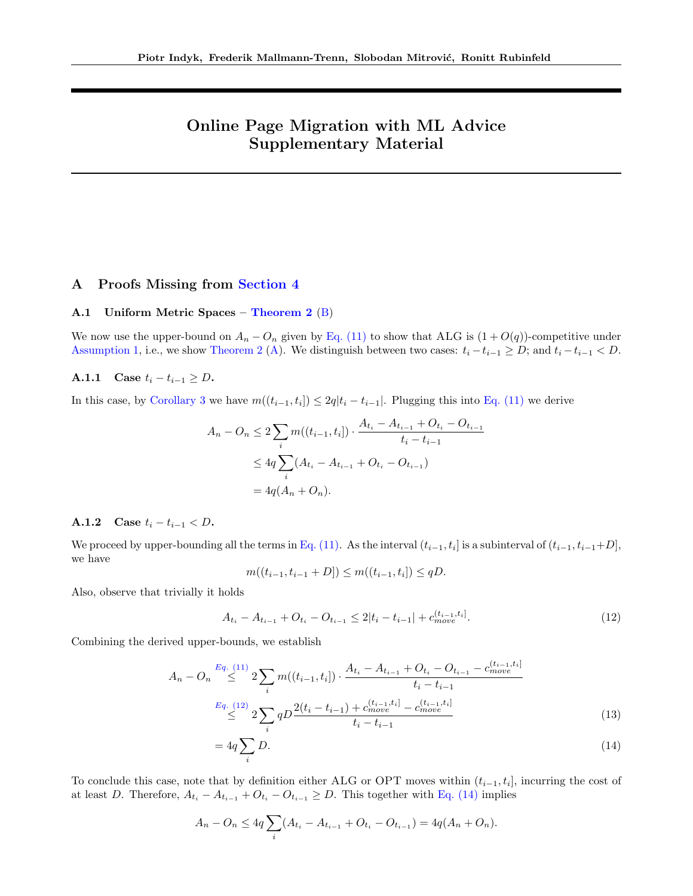# Online Page Migration with ML Advice
# Supplementary Material

## A Proofs Missing from Section 4

### A.1 Uniform Metric Spaces – Theorem 2 (B)

We now use the upper-bound on $A_n - O_n$ given by Eq. (11) to show that ALG is $(1 + O(q))$-competitive under Assumption 1, i.e., we show Theorem 2 (A). We distinguish between two cases: $t_i - t_{i-1} \geq D$; and $t_i - t_{i-1} < D$.

#### A.1.1 Case $t_i - t_{i-1} \geq D$.

In this case, by Corollary 3 we have $m((t_{i-1}, t_i]) \leq 2q|t_i - t_{i-1}|$. Plugging this into Eq. (11) we derive

$$
\begin{aligned}
A_n - O_n &\leq 2 \sum_i m((t_{i-1}, t_i]) \cdot \frac{A_{t_i} - A_{t_{i-1}} + O_{t_i} - O_{t_{i-1}}}{t_i - t_{i-1}} \\
&\leq 4q \sum_i (A_{t_i} - A_{t_{i-1}} + O_{t_i} - O_{t_{i-1}}) \\
&= 4q(A_n + O_n).
\end{aligned}
$$

#### A.1.2 Case $t_i - t_{i-1} < D$.

We proceed by upper-bounding all the terms in Eq. (11). As the interval $(t_{i-1}, t_i]$ is a subinterval of $(t_{i-1}, t_{i-1}+D]$, we have

$$
m((t_{i-1}, t_{i-1} + D]) \leq m((t_{i-1}, t_i]) \leq qD.
$$

Also, observe that trivially it holds

$$
A_{t_i} - A_{t_{i-1}} + O_{t_i} - O_{t_{i-1}} \leq 2|t_i - t_{i-1}| + c_{move}^{(t_{i-1}, t_i]}. \tag{12}
$$

Combining the derived upper-bounds, we establish

$$
\begin{aligned}
A_n - O_n &\overset{Eq. (11)}{\leq} 2 \sum_i m((t_{i-1}, t_i]) \cdot \frac{A_{t_i} - A_{t_{i-1}} + O_{t_i} - O_{t_{i-1}} - c_{move}^{(t_{i-1}, t_i]}}{t_i - t_{i-1}} \\
&\overset{Eq. (12)}{\leq} 2 \sum_i qD \frac{2(t_i - t_{i-1}) + c_{move}^{(t_{i-1}, t_i]} - c_{move}^{(t_{i-1}, t_i]}}{t_i - t_{i-1}} \qquad (13) \\
&= 4q \sum_i D. \qquad (14)
\end{aligned}
$$

To conclude this case, note that by definition either ALG or OPT moves within $(t_{i-1}, t_i]$, incurring the cost of at least $D$. Therefore, $A_{t_i} - A_{t_{i-1}} + O_{t_i} - O_{t_{i-1}} \geq D$. This together with Eq. (14) implies

$$
A_n - O_n \leq 4q \sum_i (A_{t_i} - A_{t_{i-1}} + O_{t_i} - O_{t_{i-1}}) = 4q(A_n + O_n).
$$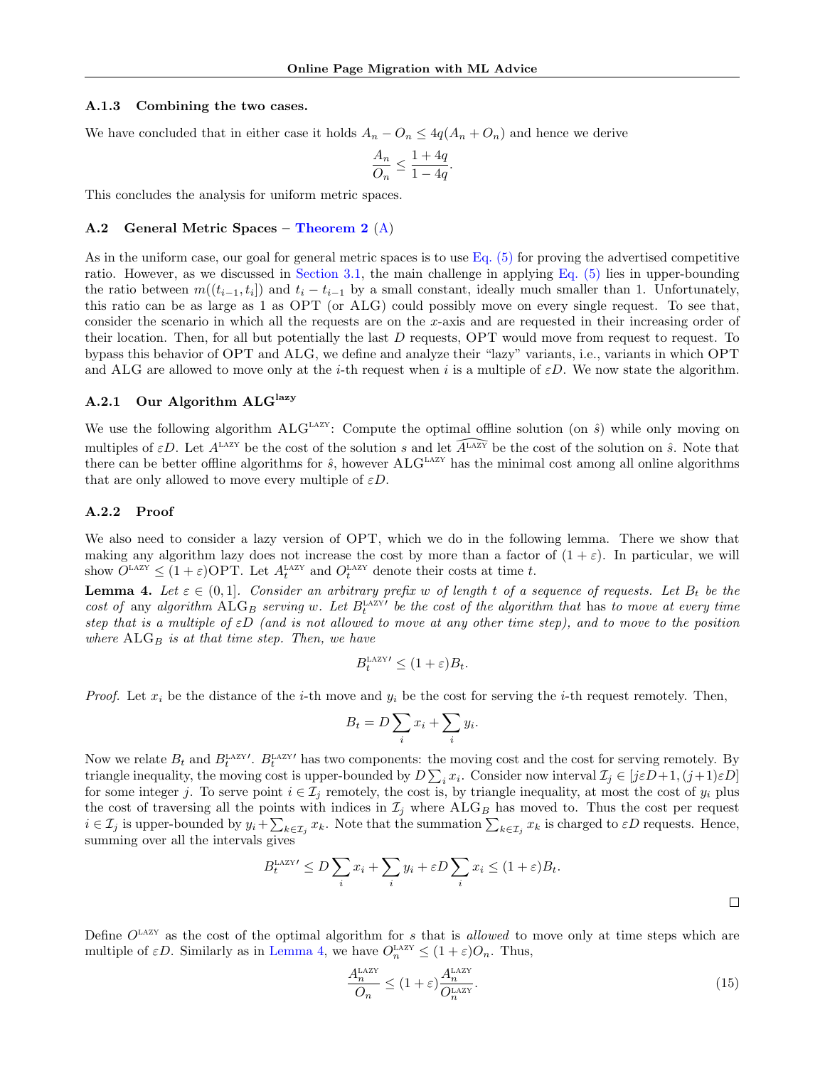### A.1.3 Combining the two cases.

We have concluded that in either case it holds $A_n - O_n \leq 4q(A_n + O_n)$ and hence we derive

$$\frac{A_n}{O_n} \leq \frac{1+4q}{1-4q}.$$

This concludes the analysis for uniform metric spaces.

## A.2 General Metric Spaces – Theorem 2 (A)

As in the uniform case, our goal for general metric spaces is to use Eq. (5) for proving the advertised competitive ratio. However, as we discussed in Section 3.1, the main challenge in applying Eq. (5) lies in upper-bounding the ratio between $m((t_{i-1}, t_i])$ and $t_i - t_{i-1}$ by a small constant, ideally much smaller than 1. Unfortunately, this ratio can be as large as 1 as OPT (or ALG) could possibly move on every single request. To see that, consider the scenario in which all the requests are on the $x$-axis and are requested in their increasing order of their location. Then, for all but potentially the last $D$ requests, OPT would move from request to request. To bypass this behavior of OPT and ALG, we define and analyze their "lazy" variants, i.e., variants in which OPT and ALG are allowed to move only at the $i$-th request when $i$ is a multiple of $\varepsilon D$. We now state the algorithm.

### A.2.1 Our Algorithm $\text{ALG}^{\text{lazy}}$

We use the following algorithm $\text{ALG}^{\text{LAZY}}$: Compute the optimal offline solution (on $\hat{s}$) while only moving on multiples of $\varepsilon D$. Let $A^{\text{LAZY}}$ be the cost of the solution $s$ and let $\widehat{A^{\text{LAZY}}}$ be the cost of the solution on $\hat{s}$. Note that there can be better offline algorithms for $\hat{s}$, however $\text{ALG}^{\text{LAZY}}$ has the minimal cost among all online algorithms that are only allowed to move every multiple of $\varepsilon D$.

### A.2.2 Proof

We also need to consider a lazy version of OPT, which we do in the following lemma. There we show that making any algorithm lazy does not increase the cost by more than a factor of $(1+\varepsilon)$. In particular, we will show $O^{\text{LAZY}} \leq (1+\varepsilon)\text{OPT}$. Let $A_t^{\text{LAZY}}$ and $O_t^{\text{LAZY}}$ denote their costs at time $t$.

**Lemma 4.** *Let $\varepsilon \in (0,1]$. Consider an arbitrary prefix $w$ of length $t$ of a sequence of requests. Let $B_t$ be the cost of* any *algorithm $\text{ALG}_B$ serving $w$. Let $B_t^{\text{LAZY}\prime}$ be the cost of the algorithm that has to move at every time step that is a multiple of $\varepsilon D$ (and is not allowed to move at any other time step), and to move to the position where $\text{ALG}_B$ is at that time step. Then, we have*

$$B_t^{\text{LAZY}\prime} \leq (1+\varepsilon)B_t.$$

*Proof.* Let $x_i$ be the distance of the $i$-th move and $y_i$ be the cost for serving the $i$-th request remotely. Then,

$$B_t = D\sum_i x_i + \sum_i y_i.$$

Now we relate $B_t$ and $B_t^{\text{LAZY}\prime}$. $B_t^{\text{LAZY}\prime}$ has two components: the moving cost and the cost for serving remotely. By triangle inequality, the moving cost is upper-bounded by $D\sum_i x_i$. Consider now interval $\mathcal{I}_j \in [j\varepsilon D+1, (j+1)\varepsilon D]$ for some integer $j$. To serve point $i \in \mathcal{I}_j$ remotely, the cost is, by triangle inequality, at most the cost of $y_i$ plus the cost of traversing all the points with indices in $\mathcal{I}_j$ where $\text{ALG}_B$ has moved to. Thus the cost per request $i \in \mathcal{I}_j$ is upper-bounded by $y_i + \sum_{k \in \mathcal{I}_j} x_k$. Note that the summation $\sum_{k \in \mathcal{I}_j} x_k$ is charged to $\varepsilon D$ requests. Hence, summing over all the intervals gives

$$B_t^{\text{LAZY}\prime} \leq D\sum_i x_i + \sum_i y_i + \varepsilon D \sum_i x_i \leq (1+\varepsilon)B_t.$$

□

Define $O^{\text{LAZY}}$ as the cost of the optimal algorithm for $s$ that is *allowed* to move only at time steps which are multiple of $\varepsilon D$. Similarly as in Lemma 4, we have $O_n^{\text{LAZY}} \leq (1+\varepsilon)O_n$. Thus,

$$\frac{A_n^{\text{LAZY}}}{O_n} \leq (1+\varepsilon)\frac{A_n^{\text{LAZY}}}{O_n^{\text{LAZY}}}. \tag{15}$$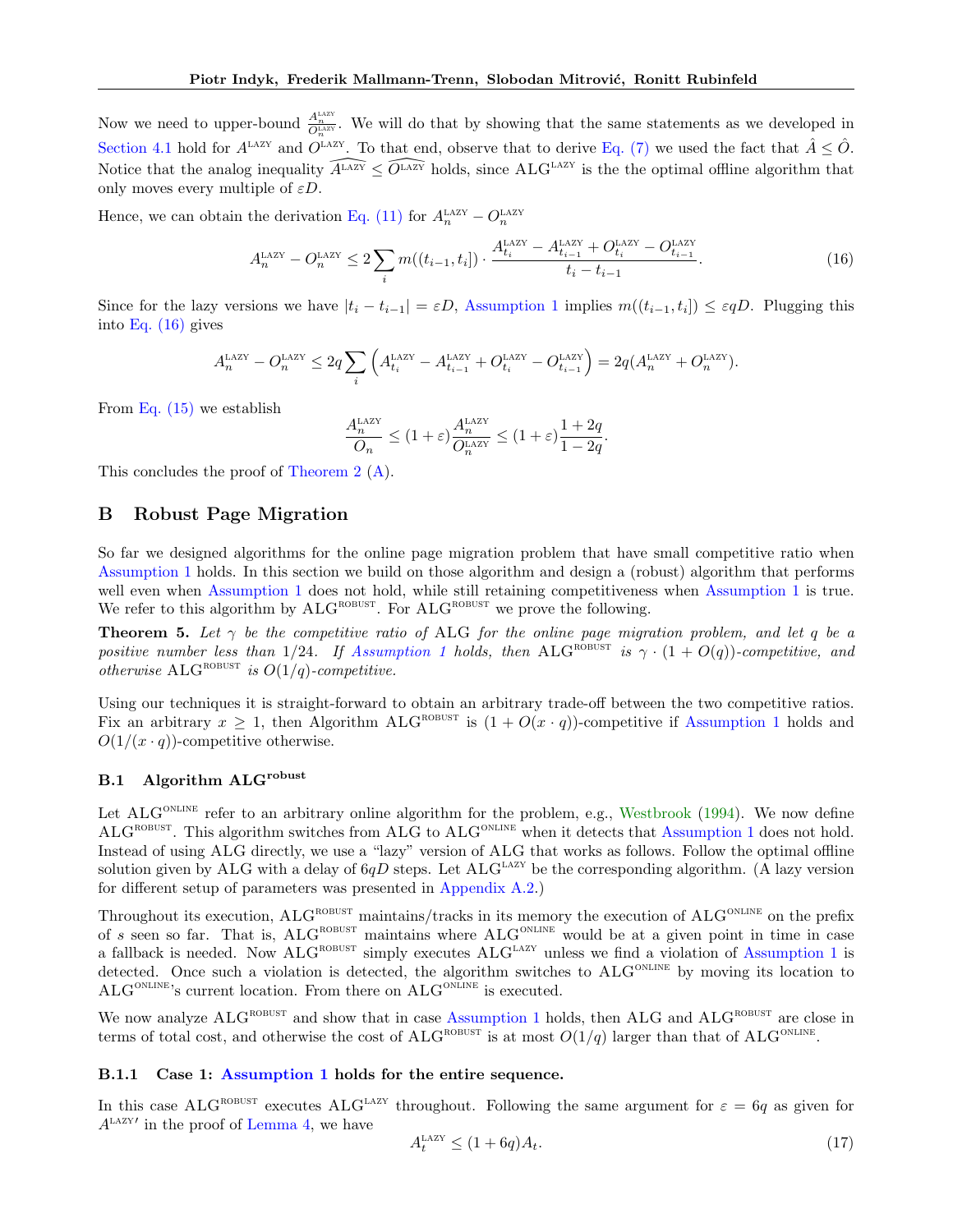Now we need to upper-bound $\frac{A_n^{\text{LAZY}}}{O_n^{\text{LAZY}}}$. We will do that by showing that the same statements as we developed in Section 4.1 hold for $A^{\text{LAZY}}$ and $O^{\text{LAZY}}$. To that end, observe that to derive Eq. (7) we used the fact that $\hat{A} \le \hat{O}$. Notice that the analog inequality $\widehat{A^{\text{LAZY}}} \le \widehat{O^{\text{LAZY}}}$ holds, since $\text{ALG}^{\text{LAZY}}$ is the the optimal offline algorithm that only moves every multiple of $\varepsilon D$.

Hence, we can obtain the derivation Eq. (11) for $A_n^{\text{LAZY}} - O_n^{\text{LAZY}}$

$$A_n^{\text{LAZY}} - O_n^{\text{LAZY}} \le 2 \sum_i m((t_{i-1}, t_i]) \cdot \frac{A_{t_i}^{\text{LAZY}} - A_{t_{i-1}}^{\text{LAZY}} + O_{t_i}^{\text{LAZY}} - O_{t_{i-1}}^{\text{LAZY}}}{t_i - t_{i-1}}. \tag{16}$$

Since for the lazy versions we have $|t_i - t_{i-1}| = \varepsilon D$, Assumption 1 implies $m((t_{i-1}, t_i]) \le \varepsilon q D$. Plugging this into Eq. (16) gives

$$A_n^{\text{LAZY}} - O_n^{\text{LAZY}} \le 2q \sum_i \left( A_{t_i}^{\text{LAZY}} - A_{t_{i-1}}^{\text{LAZY}} + O_{t_i}^{\text{LAZY}} - O_{t_{i-1}}^{\text{LAZY}} \right) = 2q(A_n^{\text{LAZY}} + O_n^{\text{LAZY}}).$$

From Eq. (15) we establish

$$\frac{A_n^{\text{LAZY}}}{O_n} \le (1+\varepsilon) \frac{A_n^{\text{LAZY}}}{O_n^{\text{LAZY}}} \le (1+\varepsilon) \frac{1+2q}{1-2q}.$$

This concludes the proof of Theorem 2 (A).

# B Robust Page Migration

So far we designed algorithms for the online page migration problem that have small competitive ratio when Assumption 1 holds. In this section we build on those algorithm and design a (robust) algorithm that performs well even when Assumption 1 does not hold, while still retaining competitiveness when Assumption 1 is true. We refer to this algorithm by $\text{ALG}^{\text{ROBUST}}$. For $\text{ALG}^{\text{ROBUST}}$ we prove the following.

**Theorem 5.** *Let $\gamma$ be the competitive ratio of* ALG *for the online page migration problem, and let $q$ be a positive number less than $1/24$. If Assumption 1 holds, then $\text{ALG}^{\text{ROBUST}}$ is $\gamma \cdot (1 + O(q))$-competitive, and otherwise $\text{ALG}^{\text{ROBUST}}$ is $O(1/q)$-competitive.*

Using our techniques it is straight-forward to obtain an arbitrary trade-off between the two competitive ratios. Fix an arbitrary $x \ge 1$, then Algorithm $\text{ALG}^{\text{ROBUST}}$ is $(1 + O(x \cdot q))$-competitive if Assumption 1 holds and $O(1/(x \cdot q))$-competitive otherwise.

## B.1 Algorithm $\text{ALG}^{\text{robust}}$

Let $\text{ALG}^{\text{ONLINE}}$ refer to an arbitrary online algorithm for the problem, e.g., Westbrook (1994). We now define $\text{ALG}^{\text{ROBUST}}$. This algorithm switches from ALG to $\text{ALG}^{\text{ONLINE}}$ when it detects that Assumption 1 does not hold. Instead of using ALG directly, we use a "lazy" version of ALG that works as follows. Follow the optimal offline solution given by ALG with a delay of $6qD$ steps. Let $\text{ALG}^{\text{LAZY}}$ be the corresponding algorithm. (A lazy version for different setup of parameters was presented in Appendix A.2.)

Throughout its execution, $\text{ALG}^{\text{ROBUST}}$ maintains/tracks in its memory the execution of $\text{ALG}^{\text{ONLINE}}$ on the prefix of $s$ seen so far. That is, $\text{ALG}^{\text{ROBUST}}$ maintains where $\text{ALG}^{\text{ONLINE}}$ would be at a given point in time in case a fallback is needed. Now $\text{ALG}^{\text{ROBUST}}$ simply executes $\text{ALG}^{\text{LAZY}}$ unless we find a violation of Assumption 1 is detected. Once such a violation is detected, the algorithm switches to $\text{ALG}^{\text{ONLINE}}$ by moving its location to $\text{ALG}^{\text{ONLINE}}$'s current location. From there on $\text{ALG}^{\text{ONLINE}}$ is executed.

We now analyze $\text{ALG}^{\text{ROBUST}}$ and show that in case Assumption 1 holds, then ALG and $\text{ALG}^{\text{ROBUST}}$ are close in terms of total cost, and otherwise the cost of $\text{ALG}^{\text{ROBUST}}$ is at most $O(1/q)$ larger than that of $\text{ALG}^{\text{ONLINE}}$.

### B.1.1 Case 1: Assumption 1 holds for the entire sequence.

In this case $\text{ALG}^{\text{ROBUST}}$ executes $\text{ALG}^{\text{LAZY}}$ throughout. Following the same argument for $\varepsilon = 6q$ as given for $A^{\text{LAZY}\prime}$ in the proof of Lemma 4, we have

$$A_t^{\text{LAZY}} \le (1 + 6q) A_t. \tag{17}$$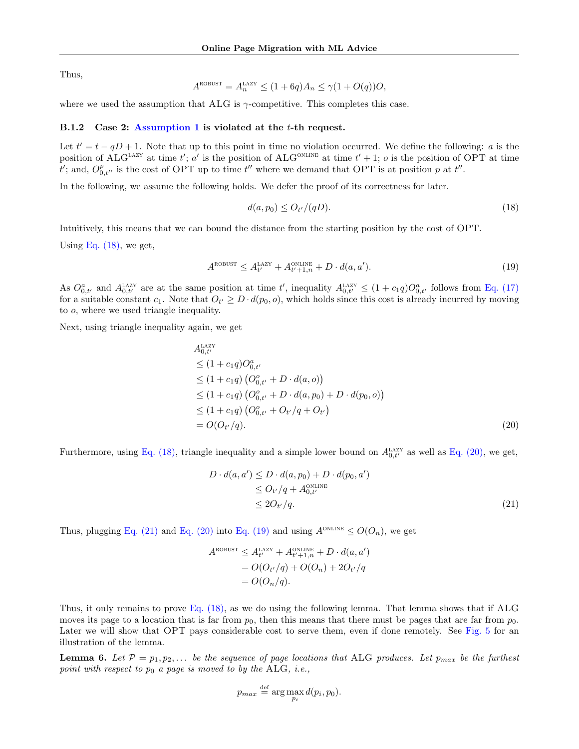Thus,

$$A^{\text{ROBUST}} = A_n^{\text{LAZY}} \leq (1 + 6q)A_n \leq \gamma(1 + O(q))O,$$

where we used the assumption that ALG is $\gamma$-competitive. This completes this case.

### B.1.2 Case 2: Assumption 1 is violated at the $t$-th request.

Let $t' = t - qD + 1$. Note that up to this point in time no violation occurred. We define the following: $a$ is the position of $\text{ALG}^{\text{LAZY}}$ at time $t'$; $a'$ is the position of $\text{ALG}^{\text{ONLINE}}$ at time $t' + 1$; $o$ is the position of OPT at time $t'$; and, $O^p_{0,t''}$ is the cost of OPT up to time $t''$ where we demand that OPT is at position $p$ at $t''$.

In the following, we assume the following holds. We defer the proof of its correctness for later.

$$d(a, p_0) \leq O_{t'}/(qD). \tag{18}$$

Intuitively, this means that we can bound the distance from the starting position by the cost of OPT.

Using Eq. (18), we get,

$$A^{\text{ROBUST}} \leq A_{t'}^{\text{LAZY}} + A_{t'+1,n}^{\text{ONLINE}} + D \cdot d(a, a'). \tag{19}$$

As $O^a_{0,t'}$ and $A^{\text{LAZY}}_{0,t'}$ are at the same position at time $t'$, inequality $A^{\text{LAZY}}_{0,t'} \leq (1 + c_1 q)O^a_{0,t'}$ follows from Eq. (17) for a suitable constant $c_1$. Note that $O_{t'} \geq D \cdot d(p_0, o)$, which holds since this cost is already incurred by moving to $o$, where we used triangle inequality.

Next, using triangle inequality again, we get

$$\begin{aligned}
&A^{\text{LAZY}}_{0,t'} \\
&\leq (1 + c_1 q)O^a_{0,t'} \\
&\leq (1 + c_1 q)\left(O^o_{0,t'} + D \cdot d(a, o)\right) \\
&\leq (1 + c_1 q)\left(O^o_{0,t'} + D \cdot d(a, p_0) + D \cdot d(p_0, o)\right) \\
&\leq (1 + c_1 q)\left(O^o_{0,t'} + O_{t'}/q + O_{t'}\right) \\
&= O(O_{t'}/q).
\end{aligned} \tag{20}$$

Furthermore, using Eq. (18), triangle inequality and a simple lower bound on $A^{\text{LAZY}}_{0,t'}$ as well as Eq. (20), we get,

$$\begin{aligned}
D \cdot d(a, a') &\leq D \cdot d(a, p_0) + D \cdot d(p_0, a') \\
&\leq O_{t'}/q + A^{\text{ONLINE}}_{0,t'} \\
&\leq 2O_{t'}/q.
\end{aligned} \tag{21}$$

Thus, plugging Eq. (21) and Eq. (20) into Eq. (19) and using $A^{\text{ONLINE}} \leq O(O_n)$, we get

$$\begin{aligned}
A^{\text{ROBUST}} &\leq A^{\text{LAZY}}_{t'} + A^{\text{ONLINE}}_{t'+1,n} + D \cdot d(a, a') \\
&= O(O_{t'}/q) + O(O_n) + 2O_{t'}/q \\
&= O(O_n/q).
\end{aligned}$$

Thus, it only remains to prove Eq. (18), as we do using the following lemma. That lemma shows that if ALG moves its page to a location that is far from $p_0$, then this means that there must be pages that are far from $p_0$. Later we will show that OPT pays considerable cost to serve them, even if done remotely. See Fig. 5 for an illustration of the lemma.

**Lemma 6.** *Let $\mathcal{P} = p_1, p_2, \ldots$ be the sequence of page locations that* ALG *produces. Let $p_{max}$ be the furthest point with respect to $p_0$ a page is moved to by the* ALG*, i.e.,*

$$p_{max} \stackrel{\text{def}}{=} \arg\max_{p_i} d(p_i, p_0).$$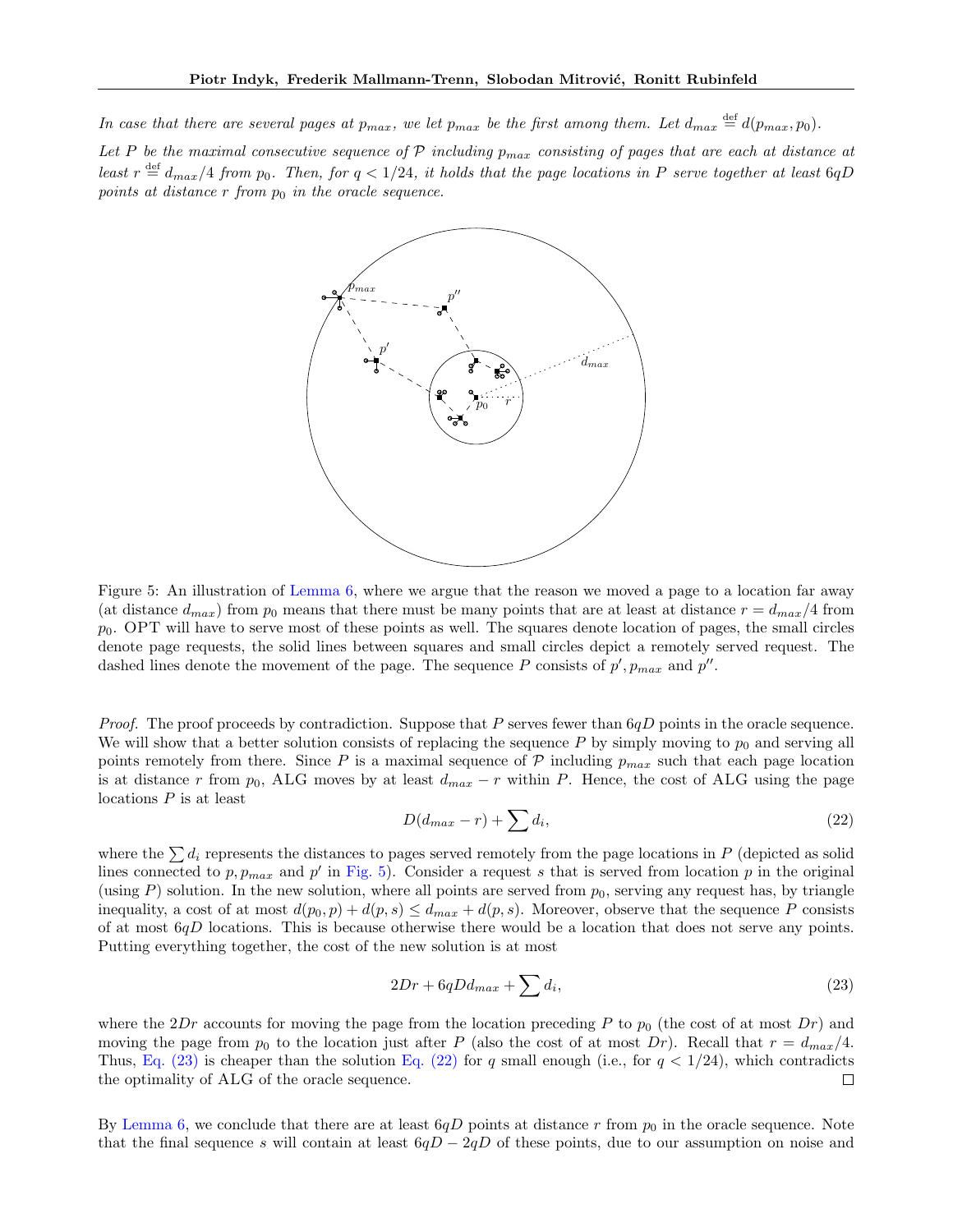*In case that there are several pages at $p_{max}$, we let $p_{max}$ be the first among them. Let $d_{max} \stackrel{\text{def}}{=} d(p_{max}, p_0)$.*

*Let $P$ be the maximal consecutive sequence of $\mathcal{P}$ including $p_{max}$ consisting of pages that are each at distance at least $r \stackrel{\text{def}}{=} d_{max}/4$ from $p_0$. Then, for $q < 1/24$, it holds that the page locations in $P$ serve together at least $6qD$ points at distance $r$ from $p_0$ in the oracle sequence.*

Figure 5: An illustration of Lemma 6, where we argue that the reason we moved a page to a location far away (at distance $d_{max}$) from $p_0$ means that there must be many points that are at least at distance $r = d_{max}/4$ from $p_0$. OPT will have to serve most of these points as well. The squares denote location of pages, the small circles denote page requests, the solid lines between squares and small circles depict a remotely served request. The dashed lines denote the movement of the page. The sequence $P$ consists of $p', p_{max}$ and $p''$.

*Proof.* The proof proceeds by contradiction. Suppose that $P$ serves fewer than $6qD$ points in the oracle sequence. We will show that a better solution consists of replacing the sequence $P$ by simply moving to $p_0$ and serving all points remotely from there. Since $P$ is a maximal sequence of $\mathcal{P}$ including $p_{max}$ such that each page location is at distance $r$ from $p_0$, ALG moves by at least $d_{max} - r$ within $P$. Hence, the cost of ALG using the page locations $P$ is at least

$$D(d_{max} - r) + \sum d_i, \tag{22}$$

where the $\sum d_i$ represents the distances to pages served remotely from the page locations in $P$ (depicted as solid lines connected to $p, p_{max}$ and $p'$ in Fig. 5). Consider a request $s$ that is served from location $p$ in the original (using $P$) solution. In the new solution, where all points are served from $p_0$, serving any request has, by triangle inequality, a cost of at most $d(p_0, p) + d(p, s) \le d_{max} + d(p, s)$. Moreover, observe that the sequence $P$ consists of at most $6qD$ locations. This is because otherwise there would be a location that does not serve any points. Putting everything together, the cost of the new solution is at most

$$2Dr + 6qDd_{max} + \sum d_i, \tag{23}$$

where the $2Dr$ accounts for moving the page from the location preceding $P$ to $p_0$ (the cost of at most $Dr$) and moving the page from $p_0$ to the location just after $P$ (also the cost of at most $Dr$). Recall that $r = d_{max}/4$. Thus, Eq. (23) is cheaper than the solution Eq. (22) for $q$ small enough (i.e., for $q < 1/24$), which contradicts the optimality of ALG of the oracle sequence. $\square$

By Lemma 6, we conclude that there are at least $6qD$ points at distance $r$ from $p_0$ in the oracle sequence. Note that the final sequence $s$ will contain at least $6qD - 2qD$ of these points, due to our assumption on noise and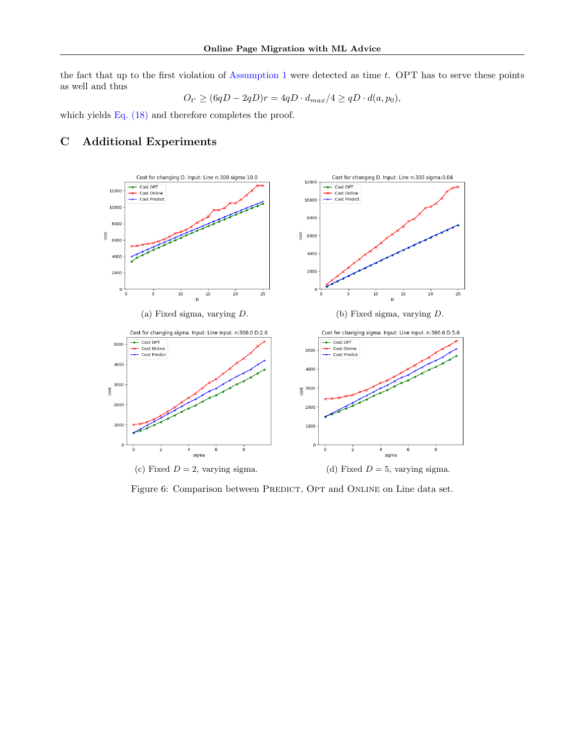the fact that up to the first violation of Assumption 1 were detected as time $t$. OPT has to serve these points as well and thus

$$O_{t'} \geq (6qD - 2qD)r = 4qD \cdot d_{max}/4 \geq qD \cdot d(a, p_0),$$

which yields Eq. (18) and therefore completes the proof.

# C Additional Experiments

Cost for changing D. Input: Line n:300 sigma:10.0

Cost OPT
Cost Online
Cost Predict

cost

D

(a) Fixed sigma, varying $D$.

Cost for changing D. Input: Line n:300 sigma:0.04

Cost OPT
Cost Online
Cost Predict

cost

D

(b) Fixed sigma, varying $D$.

Cost for changing sigma. Input: Line input. n:300.0 D:2.0

Cost OPT
Cost Online
Cost Predict

cost

sigma

(c) Fixed $D = 2$, varying sigma.

Cost for changing sigma. Input: Line input. n:300.0 D:5.0

Cost OPT
Cost Online
Cost Predict

cost

sigma

(d) Fixed $D = 5$, varying sigma.

Figure 6: Comparison between Predict, Opt and Online on Line data set.